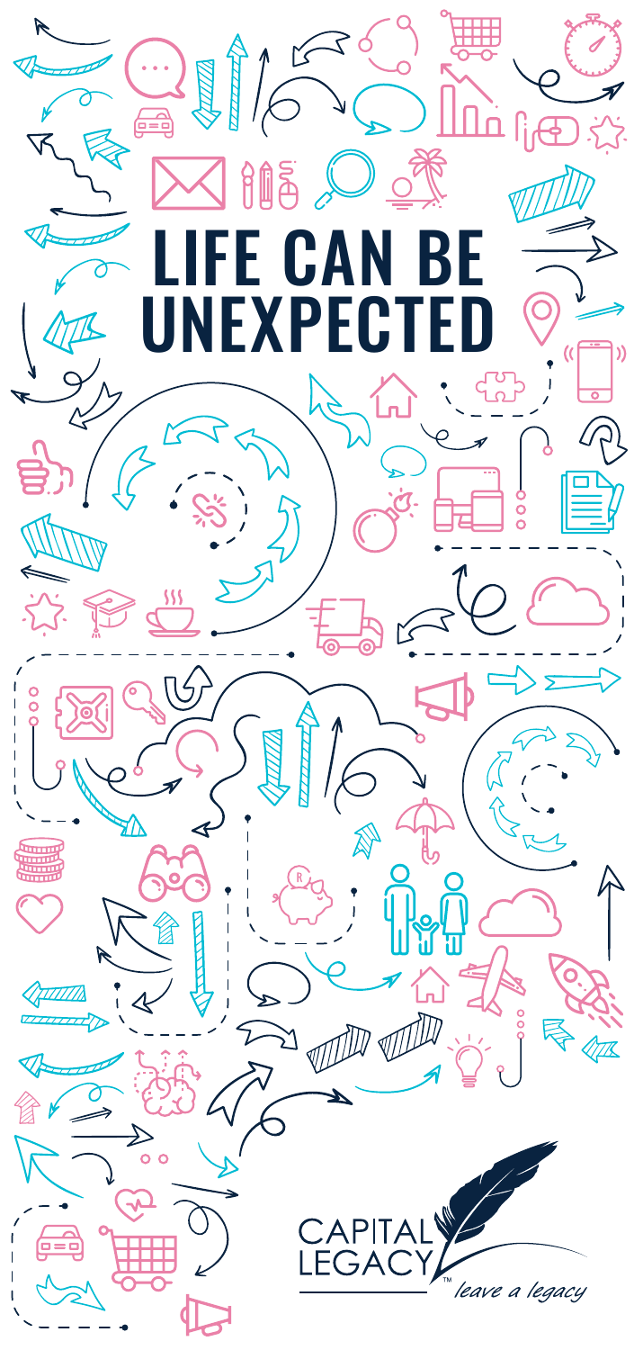# LIFE CAN BE UNEXPECTED

CAPITAL LEGACY™

*leave a legacy*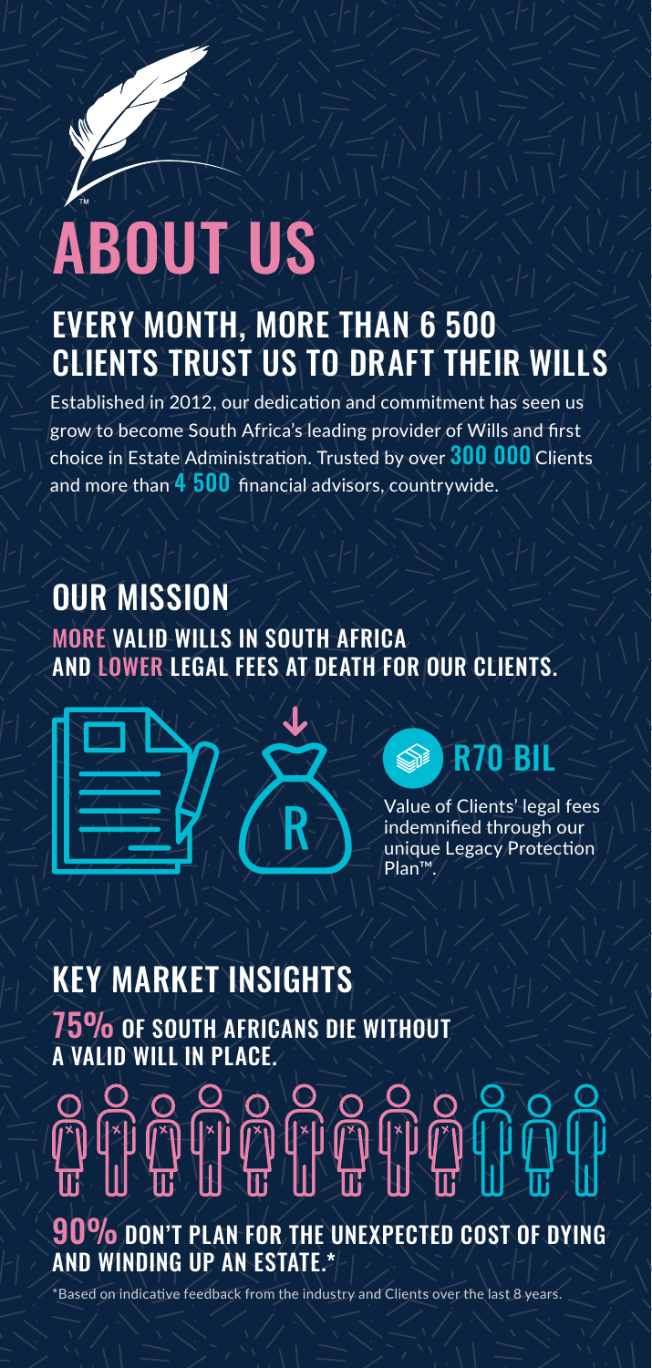# ABOUT US

## EVERY MONTH, MORE THAN 6 500 CLIENTS TRUST US TO DRAFT THEIR WILLS

Established in 2012, our dedication and commitment has seen us grow to become South Africa's leading provider of Wills and first choice in Estate Administration. Trusted by over **300 000** Clients and more than **4 500** financial advisors, countrywide.

## OUR MISSION

**MORE VALID WILLS IN SOUTH AFRICA AND LOWER LEGAL FEES AT DEATH FOR OUR CLIENTS.**

**R70 BIL**

Value of Clients' legal fees indemnified through our unique Legacy Protection Plan™.

## KEY MARKET INSIGHTS

**75% OF SOUTH AFRICANS DIE WITHOUT A VALID WILL IN PLACE.**

**90% DON'T PLAN FOR THE UNEXPECTED COST OF DYING AND WINDING UP AN ESTATE.***

*Based on indicative feedback from the industry and Clients over the last 8 years.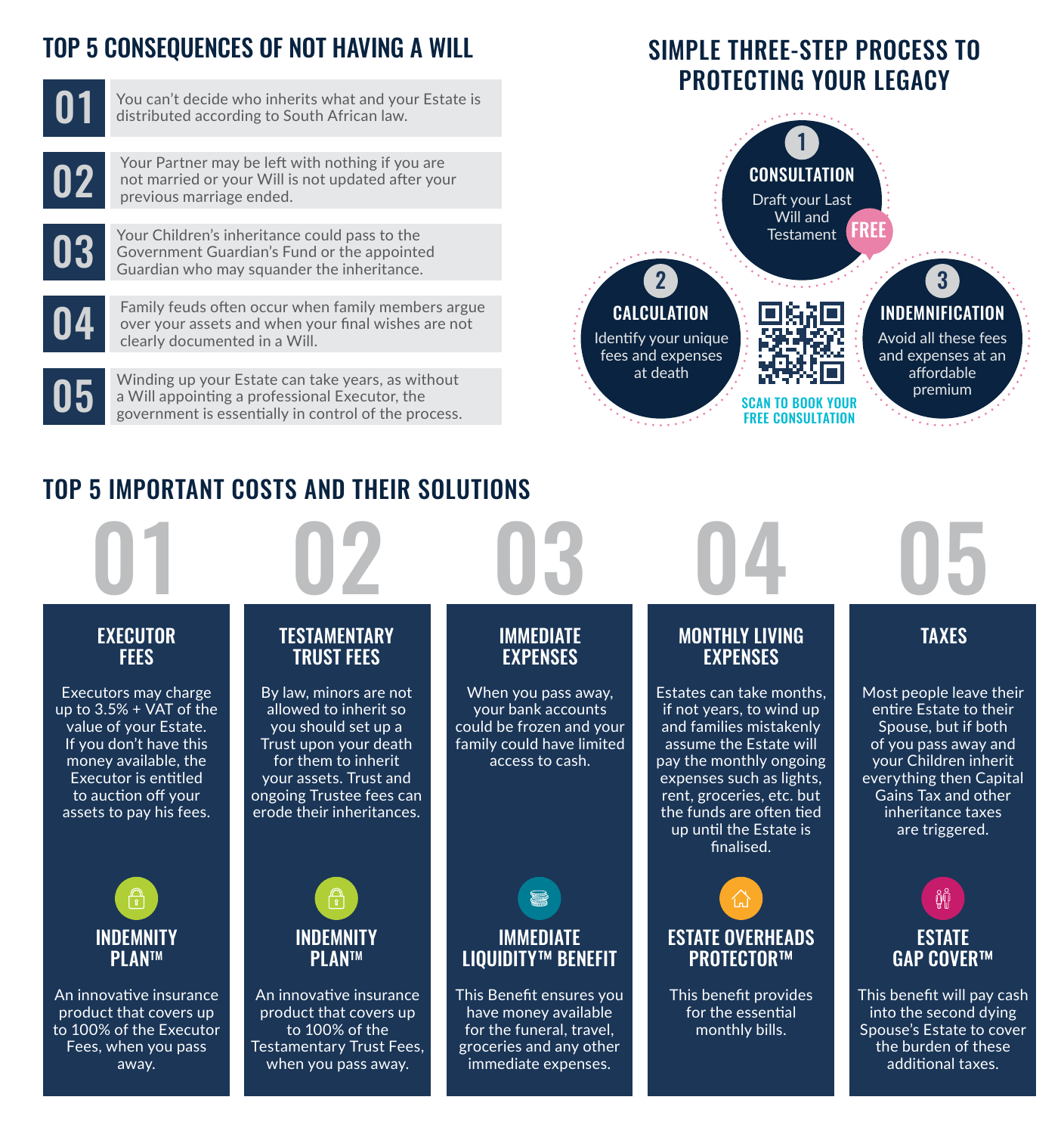## TOP 5 CONSEQUENCES OF NOT HAVING A WILL

**01** You can't decide who inherits what and your Estate is distributed according to South African law.

**02** Your Partner may be left with nothing if you are not married or your Will is not updated after your previous marriage ended.

**03** Your Children's inheritance could pass to the Government Guardian's Fund or the appointed Guardian who may squander the inheritance.

**04** Family feuds often occur when family members argue over your assets and when your final wishes are not clearly documented in a Will.

**05** Winding up your Estate can take years, as without a Will appointing a professional Executor, the government is essentially in control of the process.

## SIMPLE THREE-STEP PROCESS TO PROTECTING YOUR LEGACY

**1 CONSULTATION**
Draft your Last Will and Testament FREE

**2 CALCULATION**
Identify your unique fees and expenses at death

**3 INDEMNIFICATION**
Avoid all these fees and expenses at an affordable premium

SCAN TO BOOK YOUR FREE CONSULTATION

## TOP 5 IMPORTANT COSTS AND THEIR SOLUTIONS

### 01 EXECUTOR FEES

Executors may charge up to 3.5% + VAT of the value of your Estate. If you don't have this money available, the Executor is entitled to auction off your assets to pay his fees.

**INDEMNITY PLAN™**

An innovative insurance product that covers up to 100% of the Executor Fees, when you pass away.

### 02 TESTAMENTARY TRUST FEES

By law, minors are not allowed to inherit so you should set up a Trust upon your death for them to inherit your assets. Trust and ongoing Trustee fees can erode their inheritances.

**INDEMNITY PLAN™**

An innovative insurance product that covers up to 100% of the Testamentary Trust Fees, when you pass away.

### 03 IMMEDIATE EXPENSES

When you pass away, your bank accounts could be frozen and your family could have limited access to cash.

**IMMEDIATE LIQUIDITY™ BENEFIT**

This Benefit ensures you have money available for the funeral, travel, groceries and any other immediate expenses.

### 04 MONTHLY LIVING EXPENSES

Estates can take months, if not years, to wind up and families mistakenly assume the Estate will pay the monthly ongoing expenses such as lights, rent, groceries, etc. but the funds are often tied up until the Estate is finalised.

**ESTATE OVERHEADS PROTECTOR™**

This benefit provides for the essential monthly bills.

### 05 TAXES

Most people leave their entire Estate to their Spouse, but if both of you pass away and your Children inherit everything then Capital Gains Tax and other inheritance taxes are triggered.

**ESTATE GAP COVER™**

This benefit will pay cash into the second dying Spouse's Estate to cover the burden of these additional taxes.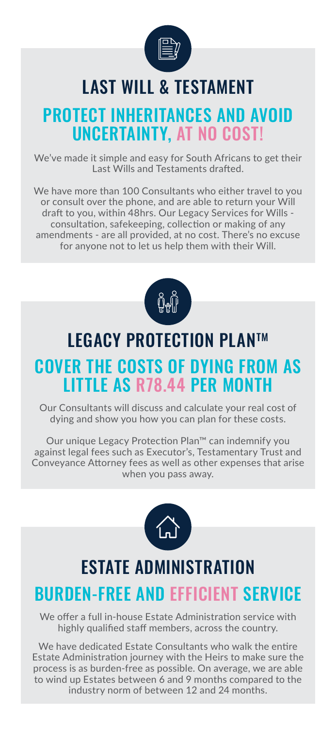## LAST WILL & TESTAMENT

### PROTECT INHERITANCES AND AVOID UNCERTAINTY, AT NO COST!

We've made it simple and easy for South Africans to get their Last Wills and Testaments drafted.

We have more than 100 Consultants who either travel to you or consult over the phone, and are able to return your Will draft to you, within 48hrs. Our Legacy Services for Wills - consultation, safekeeping, collection or making of any amendments - are all provided, at no cost. There's no excuse for anyone not to let us help them with their Will.

## LEGACY PROTECTION PLAN™

### COVER THE COSTS OF DYING FROM AS LITTLE AS R78.44 PER MONTH

Our Consultants will discuss and calculate your real cost of dying and show you how you can plan for these costs.

Our unique Legacy Protection Plan™ can indemnify you against legal fees such as Executor's, Testamentary Trust and Conveyance Attorney fees as well as other expenses that arise when you pass away.

## ESTATE ADMINISTRATION

### BURDEN-FREE AND EFFICIENT SERVICE

We offer a full in-house Estate Administration service with highly qualified staff members, across the country.

We have dedicated Estate Consultants who walk the entire Estate Administration journey with the Heirs to make sure the process is as burden-free as possible. On average, we are able to wind up Estates between 6 and 9 months compared to the industry norm of between 12 and 24 months.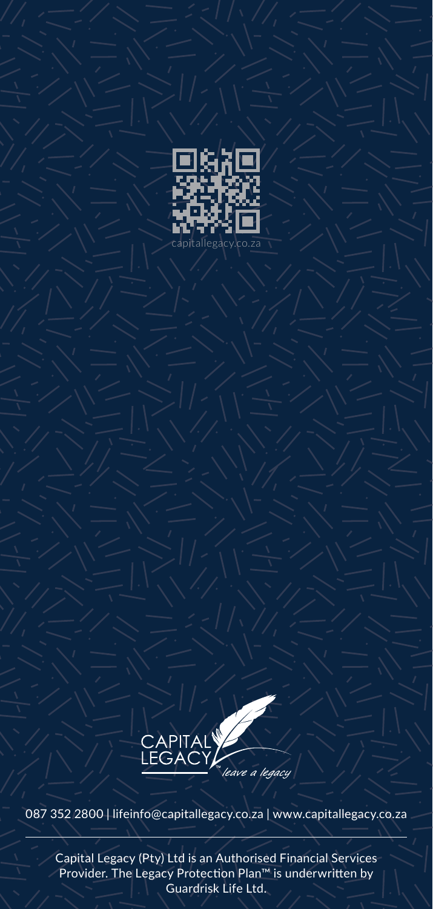capitallegacy.co.za

CAPITAL LEGACY™ *leave a legacy*

087 352 2800 | lifeinfo@capitallegacy.co.za | www.capitallegacy.co.za

---

Capital Legacy (Pty) Ltd is an Authorised Financial Services Provider. The Legacy Protection Plan™ is underwritten by Guardrisk Life Ltd.